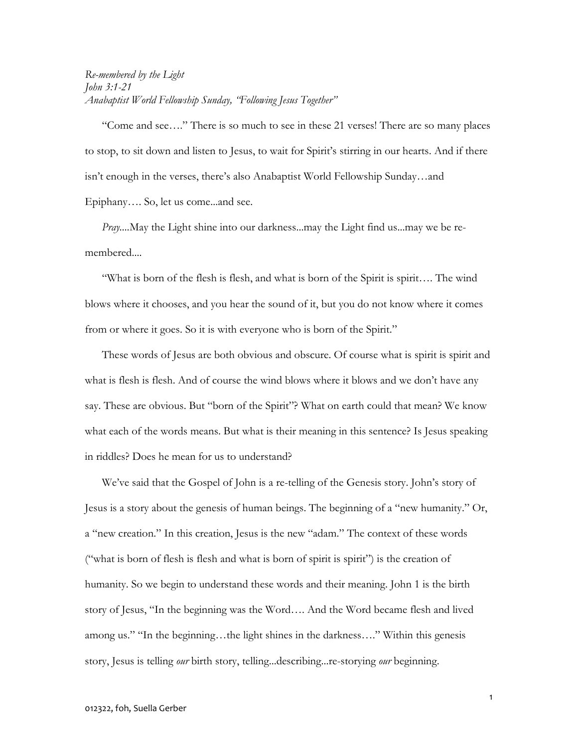*Re-membered by the Light*
*John 3:1-21*
*Anabaptist World Fellowship Sunday, "Following Jesus Together"*

"Come and see…." There is so much to see in these 21 verses! There are so many places to stop, to sit down and listen to Jesus, to wait for Spirit's stirring in our hearts. And if there isn't enough in the verses, there's also Anabaptist World Fellowship Sunday…and Epiphany…. So, let us come...and see.

*Pray*....May the Light shine into our darkness...may the Light find us...may we be re-membered....

"What is born of the flesh is flesh, and what is born of the Spirit is spirit…. The wind blows where it chooses, and you hear the sound of it, but you do not know where it comes from or where it goes. So it is with everyone who is born of the Spirit."

These words of Jesus are both obvious and obscure. Of course what is spirit is spirit and what is flesh is flesh. And of course the wind blows where it blows and we don't have any say. These are obvious. But "born of the Spirit"? What on earth could that mean? We know what each of the words means. But what is their meaning in this sentence? Is Jesus speaking in riddles? Does he mean for us to understand?

We've said that the Gospel of John is a re-telling of the Genesis story. John's story of Jesus is a story about the genesis of human beings. The beginning of a "new humanity." Or, a "new creation." In this creation, Jesus is the new "adam." The context of these words ("what is born of flesh is flesh and what is born of spirit is spirit") is the creation of humanity. So we begin to understand these words and their meaning. John 1 is the birth story of Jesus, "In the beginning was the Word…. And the Word became flesh and lived among us." "In the beginning…the light shines in the darkness…." Within this genesis story, Jesus is telling *our* birth story, telling...describing...re-storying *our* beginning.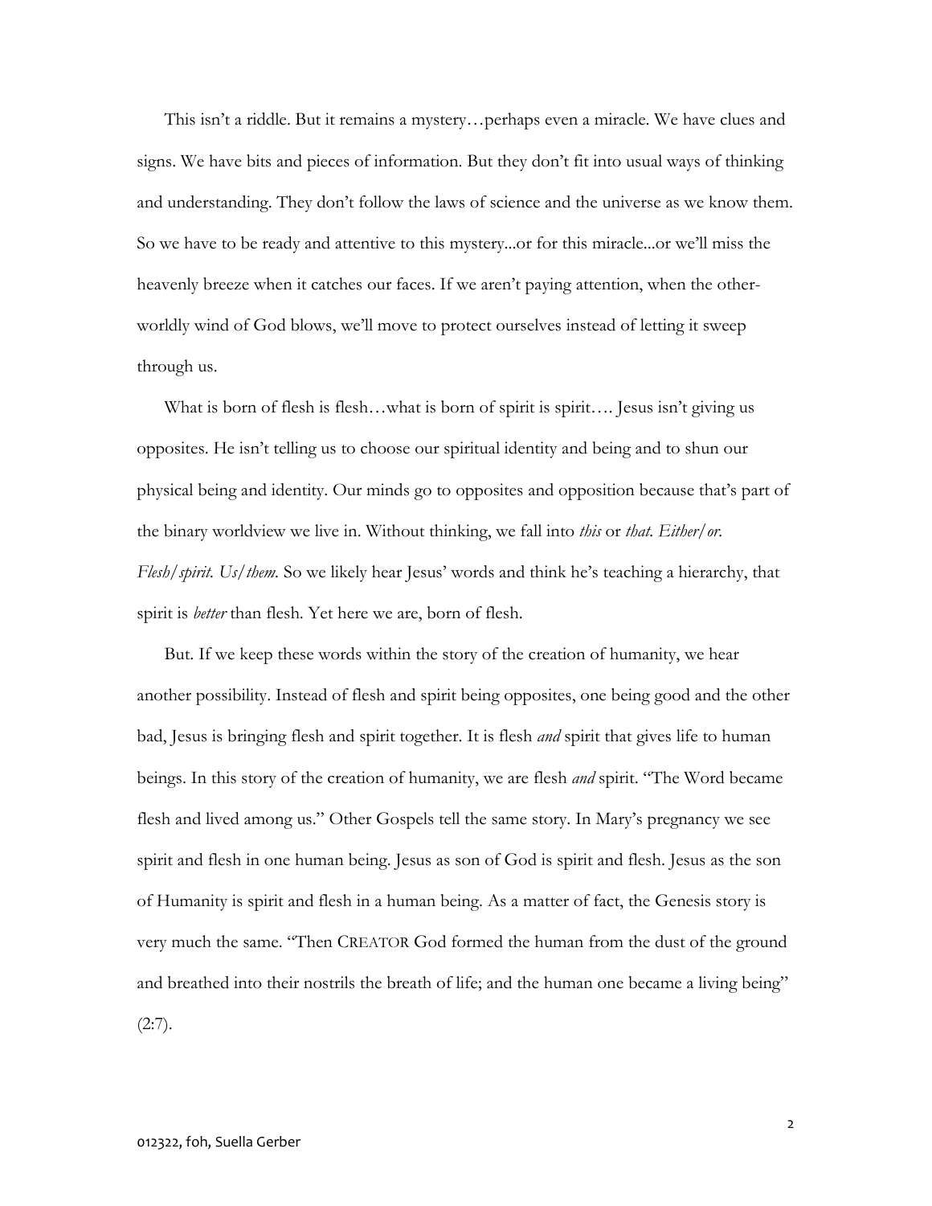This isn't a riddle. But it remains a mystery…perhaps even a miracle. We have clues and signs. We have bits and pieces of information. But they don't fit into usual ways of thinking and understanding. They don't follow the laws of science and the universe as we know them. So we have to be ready and attentive to this mystery...or for this miracle...or we'll miss the heavenly breeze when it catches our faces. If we aren't paying attention, when the other-worldly wind of God blows, we'll move to protect ourselves instead of letting it sweep through us.

What is born of flesh is flesh…what is born of spirit is spirit…. Jesus isn't giving us opposites. He isn't telling us to choose our spiritual identity and being and to shun our physical being and identity. Our minds go to opposites and opposition because that's part of the binary worldview we live in. Without thinking, we fall into *this* or *that. Either/or. Flesh/spirit. Us/them.* So we likely hear Jesus' words and think he's teaching a hierarchy, that spirit is *better* than flesh. Yet here we are, born of flesh.

But. If we keep these words within the story of the creation of humanity, we hear another possibility. Instead of flesh and spirit being opposites, one being good and the other bad, Jesus is bringing flesh and spirit together. It is flesh *and* spirit that gives life to human beings. In this story of the creation of humanity, we are flesh *and* spirit. "The Word became flesh and lived among us." Other Gospels tell the same story. In Mary's pregnancy we see spirit and flesh in one human being. Jesus as son of God is spirit and flesh. Jesus as the son of Humanity is spirit and flesh in a human being. As a matter of fact, the Genesis story is very much the same. "Then CREATOR God formed the human from the dust of the ground and breathed into their nostrils the breath of life; and the human one became a living being" (2:7).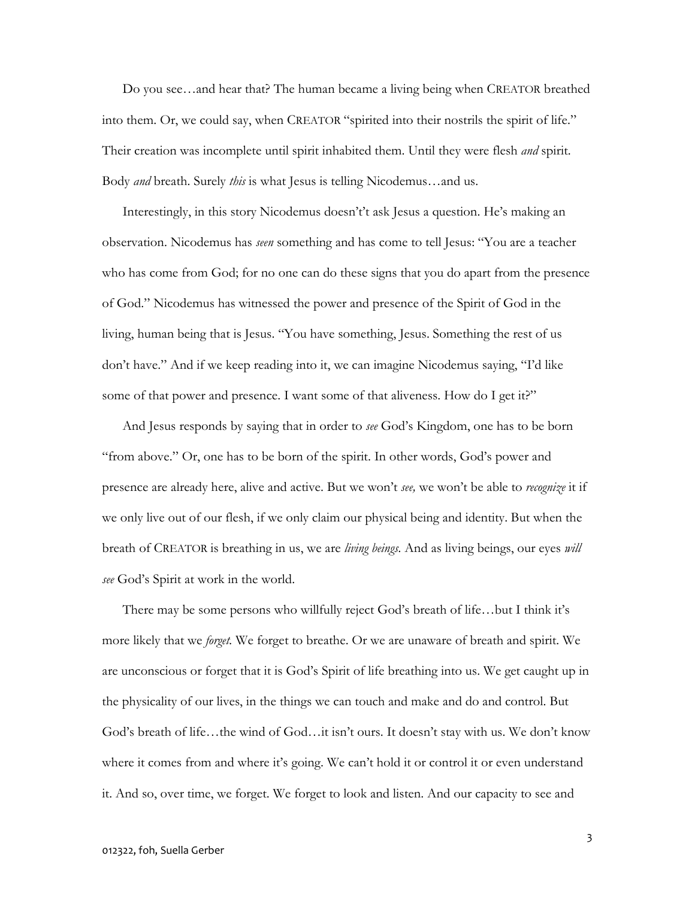Do you see…and hear that? The human became a living being when CREATOR breathed into them. Or, we could say, when CREATOR "spirited into their nostrils the spirit of life." Their creation was incomplete until spirit inhabited them. Until they were flesh *and* spirit. Body *and* breath. Surely *this* is what Jesus is telling Nicodemus…and us.

Interestingly, in this story Nicodemus doesn't't ask Jesus a question. He's making an observation. Nicodemus has *seen* something and has come to tell Jesus: "You are a teacher who has come from God; for no one can do these signs that you do apart from the presence of God." Nicodemus has witnessed the power and presence of the Spirit of God in the living, human being that is Jesus. "You have something, Jesus. Something the rest of us don't have." And if we keep reading into it, we can imagine Nicodemus saying, "I'd like some of that power and presence. I want some of that aliveness. How do I get it?"

And Jesus responds by saying that in order to *see* God's Kingdom, one has to be born "from above." Or, one has to be born of the spirit. In other words, God's power and presence are already here, alive and active. But we won't *see,* we won't be able to *recognize* it if we only live out of our flesh, if we only claim our physical being and identity. But when the breath of CREATOR is breathing in us, we are *living beings*. And as living beings, our eyes *will see* God's Spirit at work in the world.

There may be some persons who willfully reject God's breath of life…but I think it's more likely that we *forget.* We forget to breathe. Or we are unaware of breath and spirit. We are unconscious or forget that it is God's Spirit of life breathing into us. We get caught up in the physicality of our lives, in the things we can touch and make and do and control. But God's breath of life…the wind of God…it isn't ours. It doesn't stay with us. We don't know where it comes from and where it's going. We can't hold it or control it or even understand it. And so, over time, we forget. We forget to look and listen. And our capacity to see and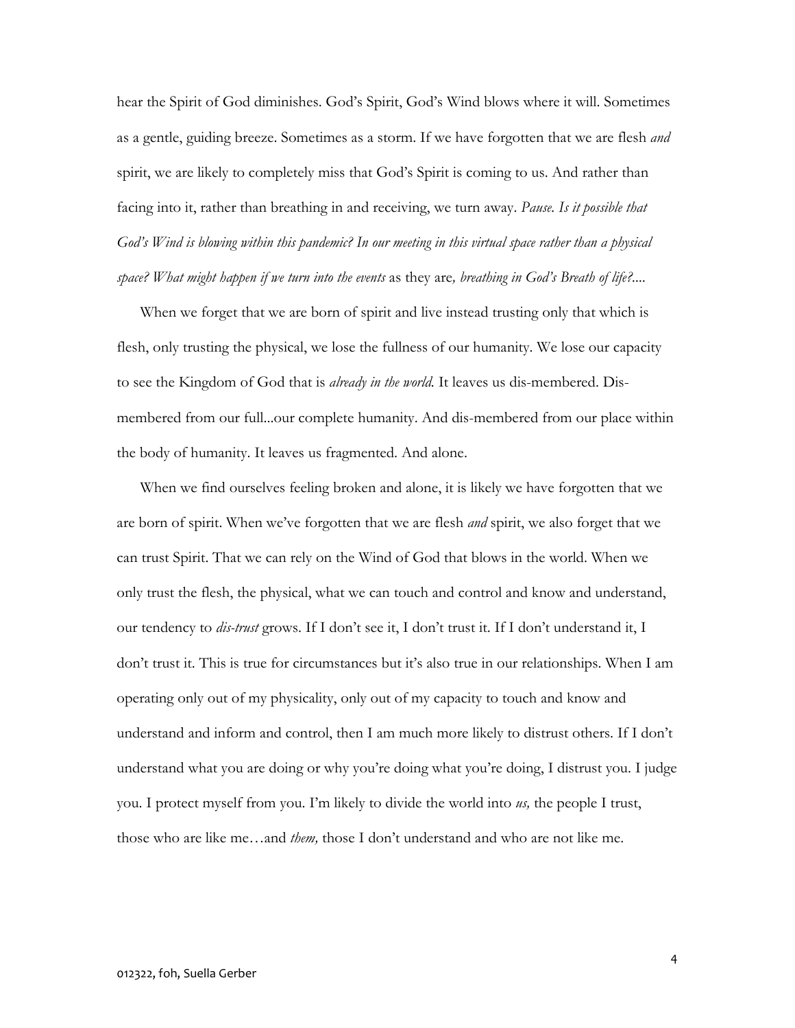hear the Spirit of God diminishes. God's Spirit, God's Wind blows where it will. Sometimes as a gentle, guiding breeze. Sometimes as a storm. If we have forgotten that we are flesh *and* spirit, we are likely to completely miss that God's Spirit is coming to us. And rather than facing into it, rather than breathing in and receiving, we turn away. *Pause. Is it possible that God's Wind is blowing within this pandemic? In our meeting in this virtual space rather than a physical space? What might happen if we turn into the events* as they are*, breathing in God's Breath of life?....*

When we forget that we are born of spirit and live instead trusting only that which is flesh, only trusting the physical, we lose the fullness of our humanity. We lose our capacity to see the Kingdom of God that is *already in the world.* It leaves us dis-membered. Dis-membered from our full...our complete humanity. And dis-membered from our place within the body of humanity. It leaves us fragmented. And alone.

When we find ourselves feeling broken and alone, it is likely we have forgotten that we are born of spirit. When we've forgotten that we are flesh *and* spirit, we also forget that we can trust Spirit. That we can rely on the Wind of God that blows in the world. When we only trust the flesh, the physical, what we can touch and control and know and understand, our tendency to *dis-trust* grows. If I don't see it, I don't trust it. If I don't understand it, I don't trust it. This is true for circumstances but it's also true in our relationships. When I am operating only out of my physicality, only out of my capacity to touch and know and understand and inform and control, then I am much more likely to distrust others. If I don't understand what you are doing or why you're doing what you're doing, I distrust you. I judge you. I protect myself from you. I'm likely to divide the world into *us,* the people I trust, those who are like me…and *them,* those I don't understand and who are not like me.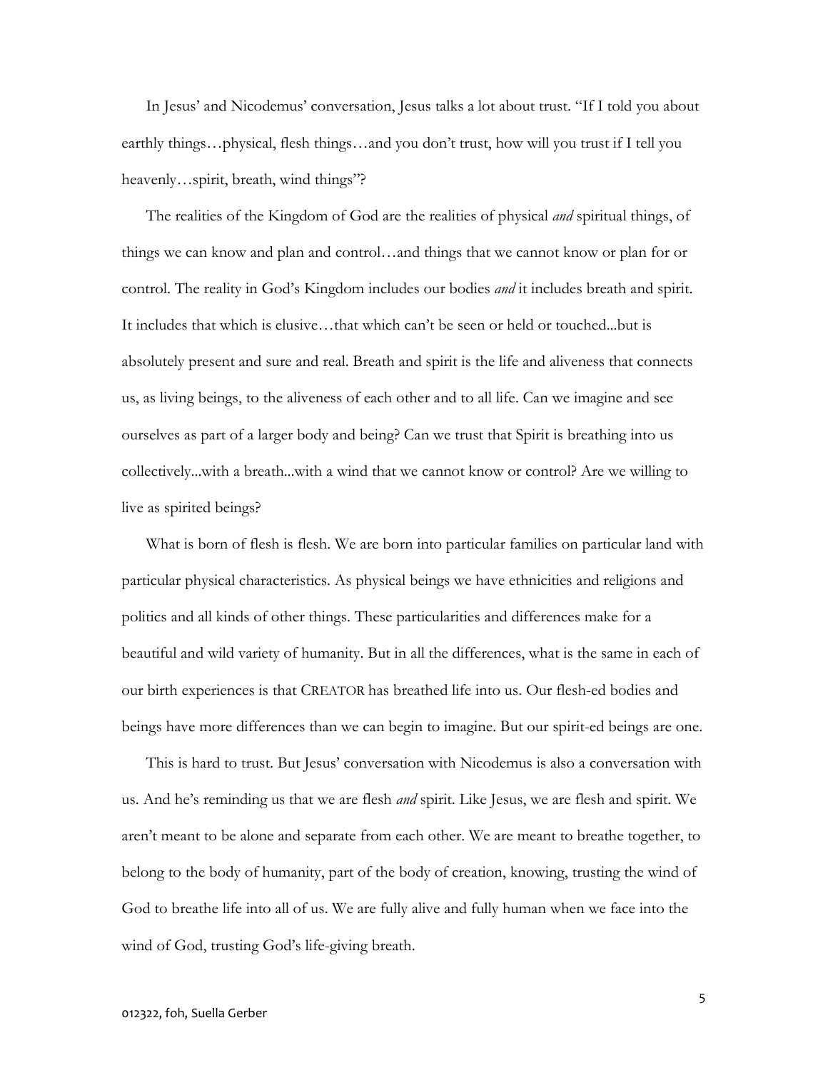In Jesus' and Nicodemus' conversation, Jesus talks a lot about trust. "If I told you about earthly things…physical, flesh things…and you don't trust, how will you trust if I tell you heavenly…spirit, breath, wind things"?

The realities of the Kingdom of God are the realities of physical *and* spiritual things, of things we can know and plan and control…and things that we cannot know or plan for or control. The reality in God's Kingdom includes our bodies *and* it includes breath and spirit. It includes that which is elusive…that which can't be seen or held or touched...but is absolutely present and sure and real. Breath and spirit is the life and aliveness that connects us, as living beings, to the aliveness of each other and to all life. Can we imagine and see ourselves as part of a larger body and being? Can we trust that Spirit is breathing into us collectively...with a breath...with a wind that we cannot know or control? Are we willing to live as spirited beings?

What is born of flesh is flesh. We are born into particular families on particular land with particular physical characteristics. As physical beings we have ethnicities and religions and politics and all kinds of other things. These particularities and differences make for a beautiful and wild variety of humanity. But in all the differences, what is the same in each of our birth experiences is that CREATOR has breathed life into us. Our flesh-ed bodies and beings have more differences than we can begin to imagine. But our spirit-ed beings are one.

This is hard to trust. But Jesus' conversation with Nicodemus is also a conversation with us. And he's reminding us that we are flesh *and* spirit. Like Jesus, we are flesh and spirit. We aren't meant to be alone and separate from each other. We are meant to breathe together, to belong to the body of humanity, part of the body of creation, knowing, trusting the wind of God to breathe life into all of us. We are fully alive and fully human when we face into the wind of God, trusting God's life-giving breath.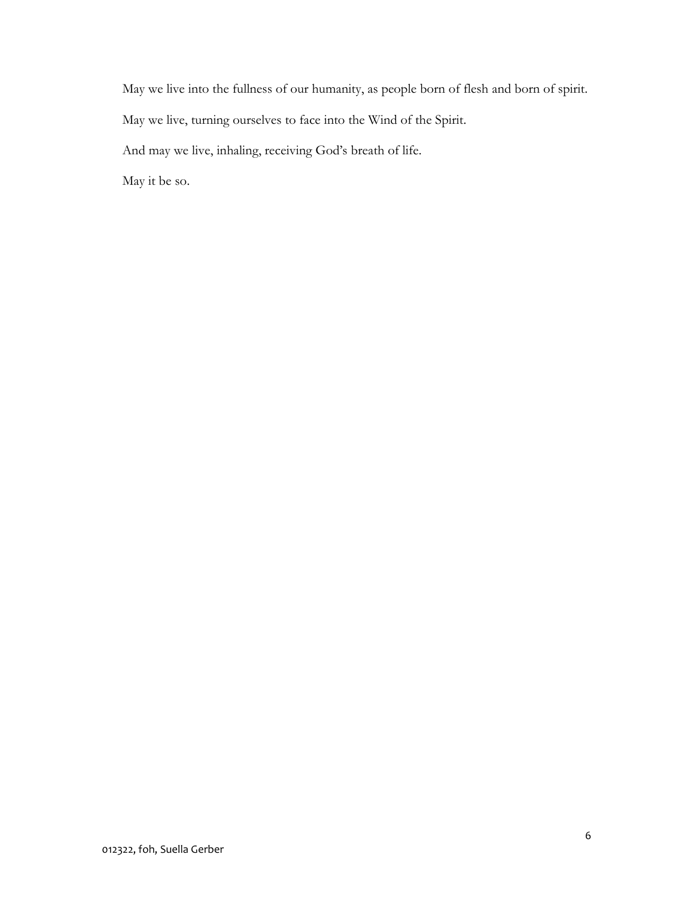May we live into the fullness of our humanity, as people born of flesh and born of spirit.

May we live, turning ourselves to face into the Wind of the Spirit.

And may we live, inhaling, receiving God's breath of life.

May it be so.